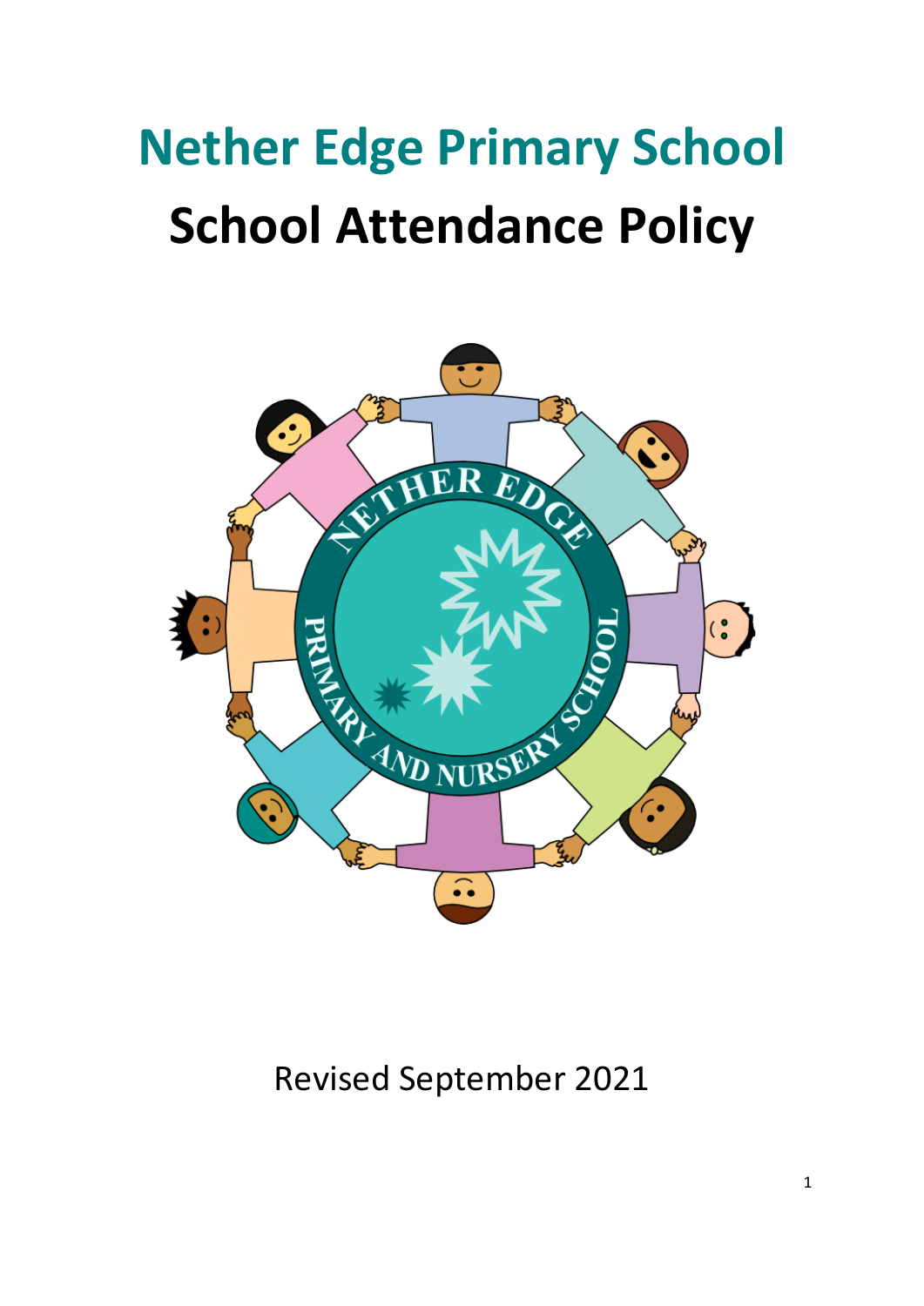# Nether Edge Primary School

# School Attendance Policy

Revised September 2021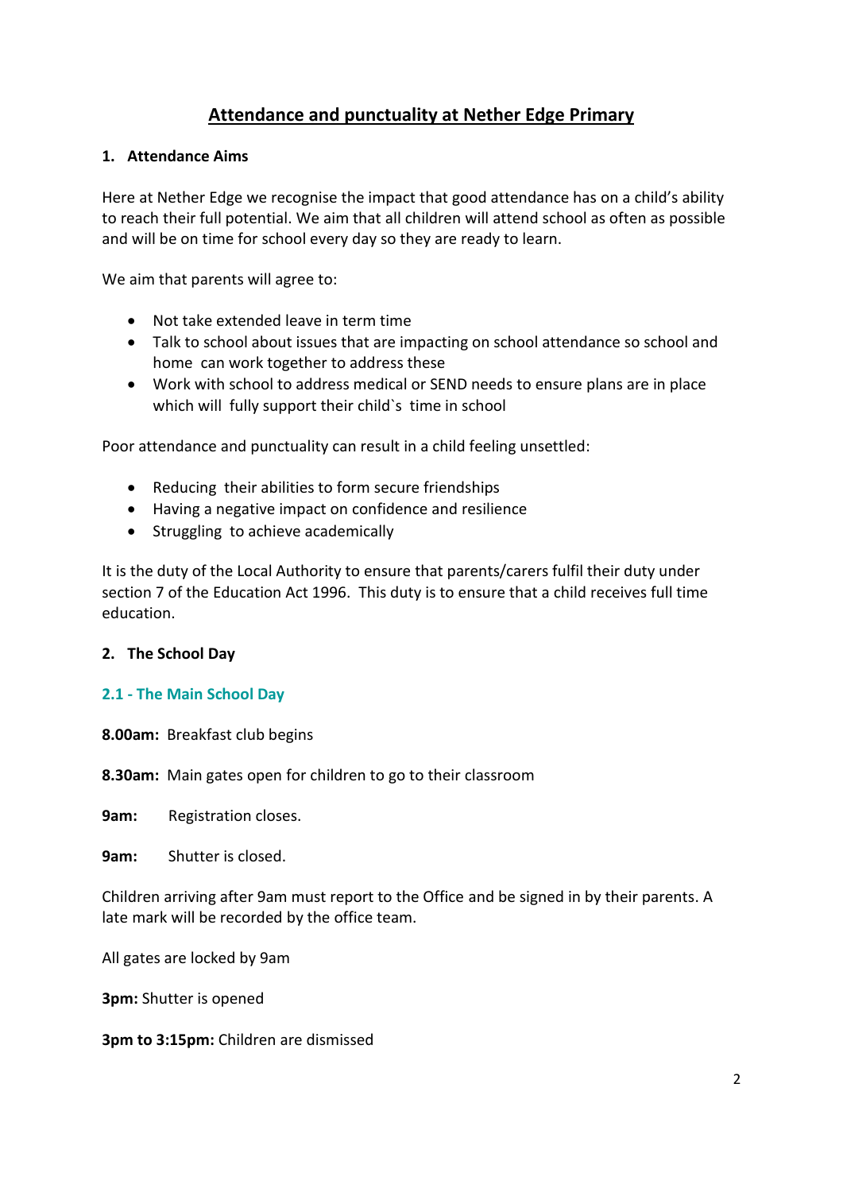# Attendance and punctuality at Nether Edge Primary

## 1. Attendance Aims

Here at Nether Edge we recognise the impact that good attendance has on a child's ability to reach their full potential. We aim that all children will attend school as often as possible and will be on time for school every day so they are ready to learn.

We aim that parents will agree to:

- Not take extended leave in term time
- Talk to school about issues that are impacting on school attendance so school and home can work together to address these
- Work with school to address medical or SEND needs to ensure plans are in place which will fully support their child`s time in school

Poor attendance and punctuality can result in a child feeling unsettled:

- Reducing their abilities to form secure friendships
- Having a negative impact on confidence and resilience
- Struggling to achieve academically

It is the duty of the Local Authority to ensure that parents/carers fulfil their duty under section 7 of the Education Act 1996. This duty is to ensure that a child receives full time education.

## 2. The School Day

### 2.1 - The Main School Day

**8.00am:** Breakfast club begins

**8.30am:** Main gates open for children to go to their classroom

**9am:** Registration closes.

**9am:** Shutter is closed.

Children arriving after 9am must report to the Office and be signed in by their parents. A late mark will be recorded by the office team.

All gates are locked by 9am

**3pm:** Shutter is opened

**3pm to 3:15pm:** Children are dismissed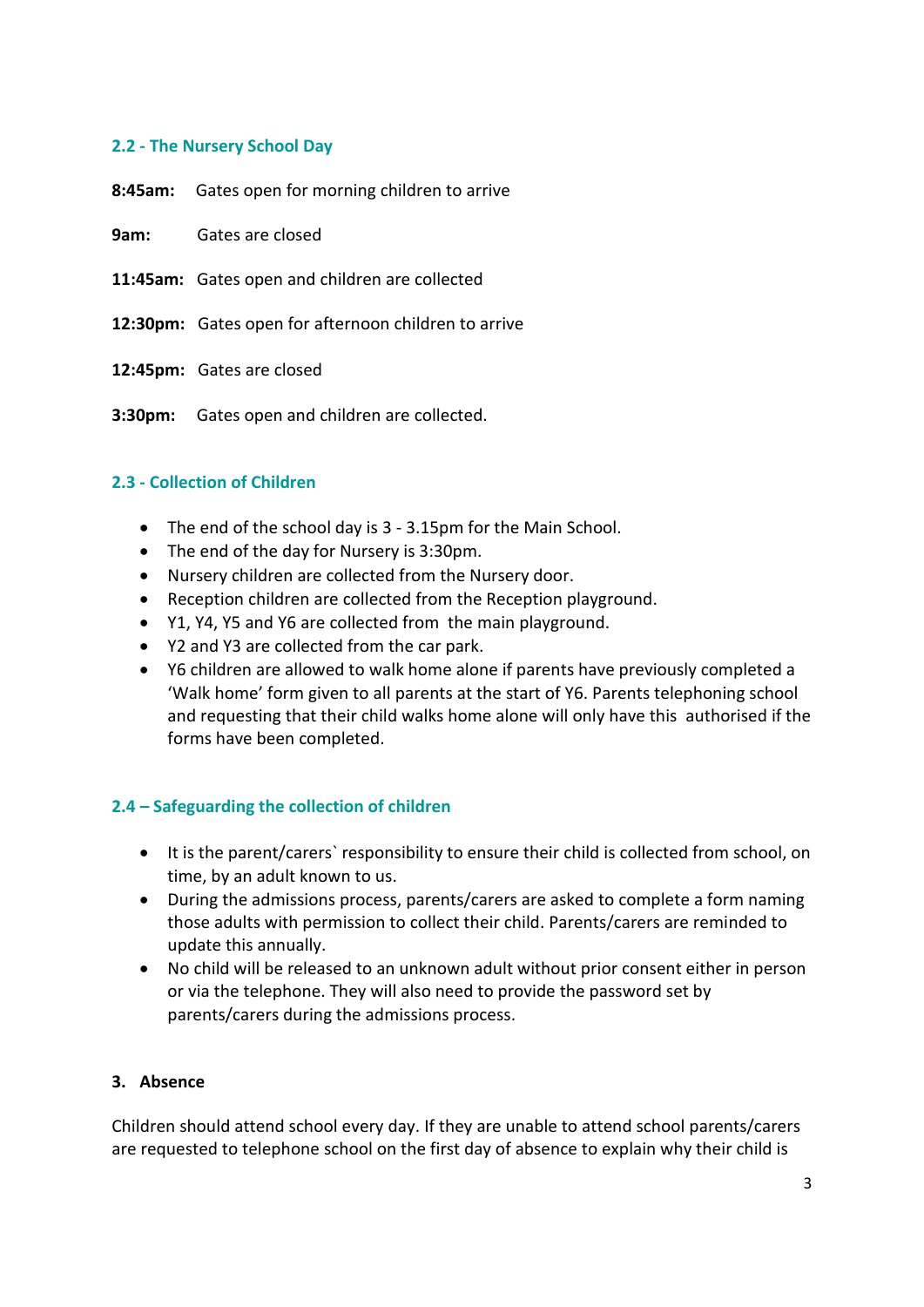### 2.2 - The Nursery School Day

**8:45am:** Gates open for morning children to arrive

**9am:** Gates are closed

**11:45am:** Gates open and children are collected

**12:30pm:** Gates open for afternoon children to arrive

**12:45pm:** Gates are closed

**3:30pm:** Gates open and children are collected.

### 2.3 - Collection of Children

- The end of the school day is 3 - 3.15pm for the Main School.
- The end of the day for Nursery is 3:30pm.
- Nursery children are collected from the Nursery door.
- Reception children are collected from the Reception playground.
- Y1, Y4, Y5 and Y6 are collected from the main playground.
- Y2 and Y3 are collected from the car park.
- Y6 children are allowed to walk home alone if parents have previously completed a 'Walk home' form given to all parents at the start of Y6. Parents telephoning school and requesting that their child walks home alone will only have this authorised if the forms have been completed.

### 2.4 – Safeguarding the collection of children

- It is the parent/carers` responsibility to ensure their child is collected from school, on time, by an adult known to us.
- During the admissions process, parents/carers are asked to complete a form naming those adults with permission to collect their child. Parents/carers are reminded to update this annually.
- No child will be released to an unknown adult without prior consent either in person or via the telephone. They will also need to provide the password set by parents/carers during the admissions process.

## 3. Absence

Children should attend school every day. If they are unable to attend school parents/carers are requested to telephone school on the first day of absence to explain why their child is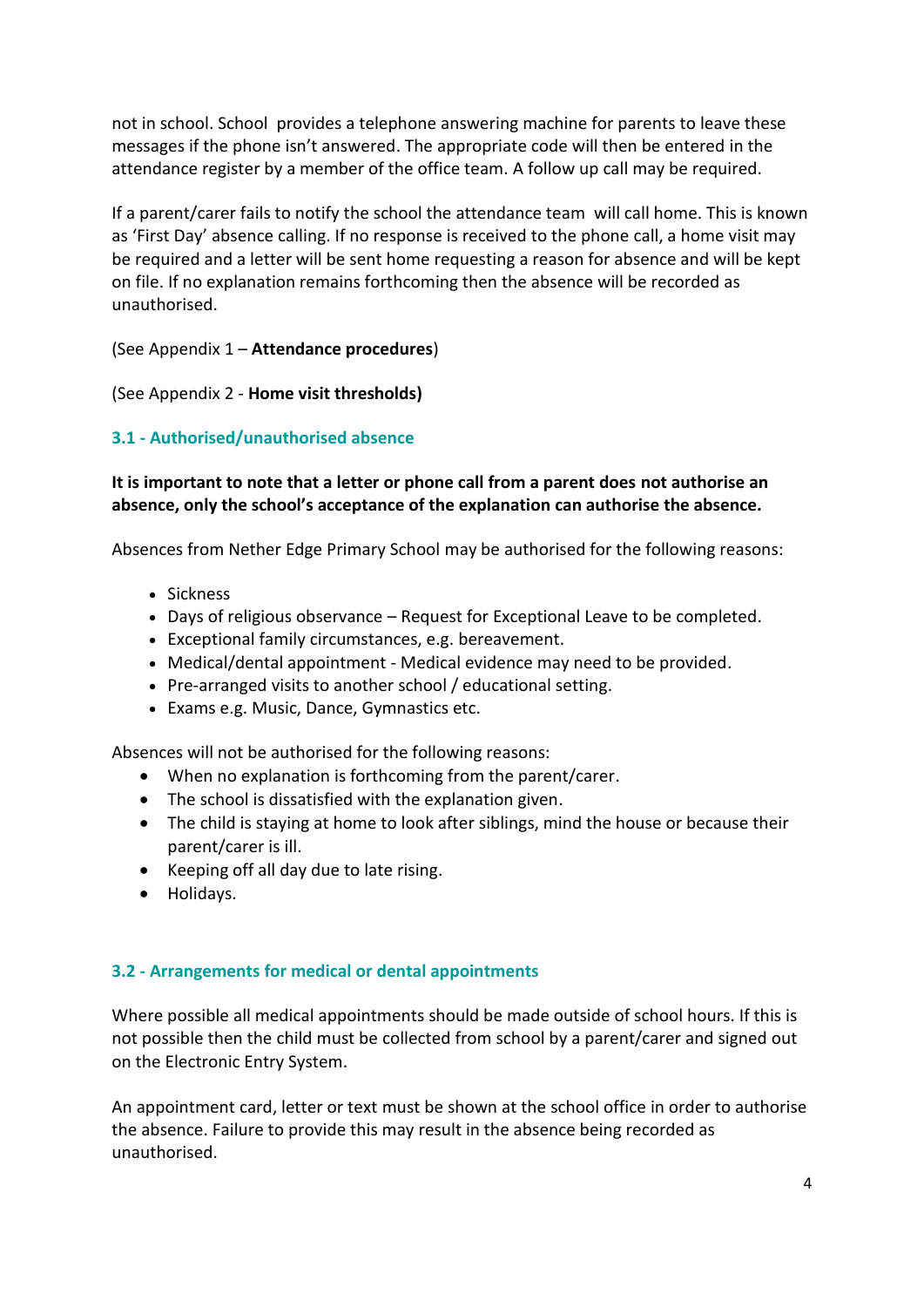not in school. School  provides a telephone answering machine for parents to leave these messages if the phone isn't answered. The appropriate code will then be entered in the attendance register by a member of the office team. A follow up call may be required.

If a parent/carer fails to notify the school the attendance team  will call home. This is known as 'First Day' absence calling. If no response is received to the phone call, a home visit may be required and a letter will be sent home requesting a reason for absence and will be kept on file. If no explanation remains forthcoming then the absence will be recorded as unauthorised.

(See Appendix 1 – **Attendance procedures**)

(See Appendix 2 - **Home visit thresholds)**

### 3.1 - Authorised/unauthorised absence

**It is important to note that a letter or phone call from a parent does not authorise an absence, only the school's acceptance of the explanation can authorise the absence.**

Absences from Nether Edge Primary School may be authorised for the following reasons:

- Sickness
- Days of religious observance – Request for Exceptional Leave to be completed.
- Exceptional family circumstances, e.g. bereavement.
- Medical/dental appointment - Medical evidence may need to be provided.
- Pre-arranged visits to another school / educational setting.
- Exams e.g. Music, Dance, Gymnastics etc.

Absences will not be authorised for the following reasons:

- When no explanation is forthcoming from the parent/carer.
- The school is dissatisfied with the explanation given.
- The child is staying at home to look after siblings, mind the house or because their parent/carer is ill.
- Keeping off all day due to late rising.
- Holidays.

### 3.2 - Arrangements for medical or dental appointments

Where possible all medical appointments should be made outside of school hours. If this is not possible then the child must be collected from school by a parent/carer and signed out on the Electronic Entry System.

An appointment card, letter or text must be shown at the school office in order to authorise the absence. Failure to provide this may result in the absence being recorded as unauthorised.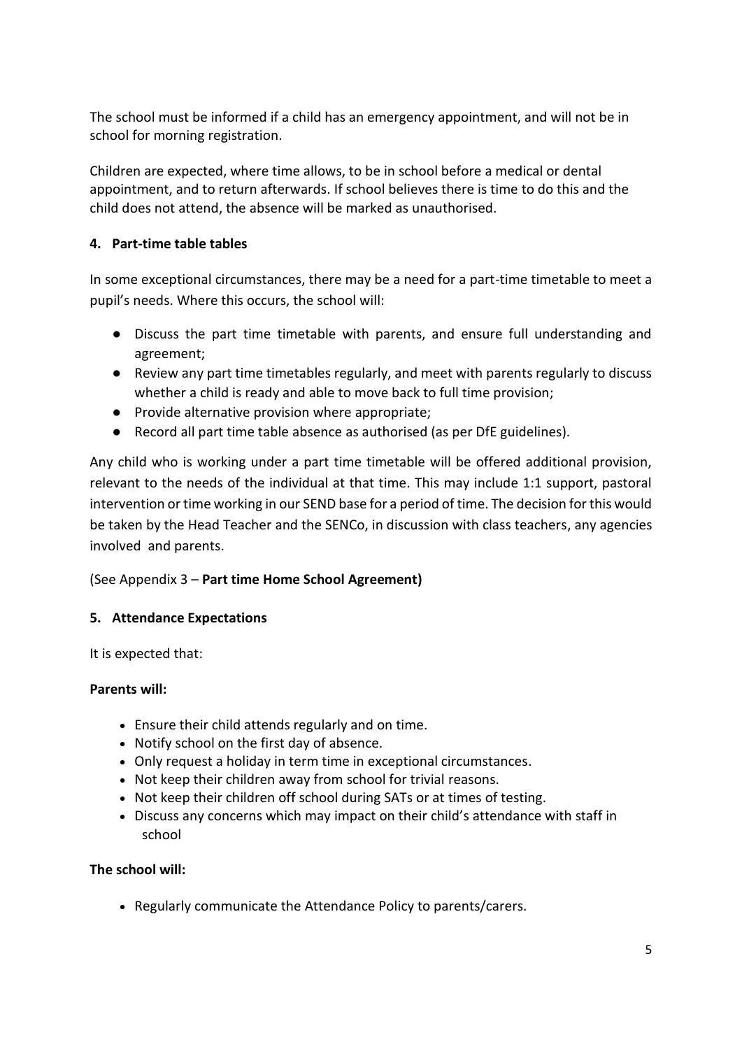The school must be informed if a child has an emergency appointment, and will not be in school for morning registration.

Children are expected, where time allows, to be in school before a medical or dental appointment, and to return afterwards. If school believes there is time to do this and the child does not attend, the absence will be marked as unauthorised.

### 4. Part-time table tables

In some exceptional circumstances, there may be a need for a part-time timetable to meet a pupil's needs. Where this occurs, the school will:

- Discuss the part time timetable with parents, and ensure full understanding and agreement;
- Review any part time timetables regularly, and meet with parents regularly to discuss whether a child is ready and able to move back to full time provision;
- Provide alternative provision where appropriate;
- Record all part time table absence as authorised (as per DfE guidelines).

Any child who is working under a part time timetable will be offered additional provision, relevant to the needs of the individual at that time. This may include 1:1 support, pastoral intervention or time working in our SEND base for a period of time. The decision for this would be taken by the Head Teacher and the SENCo, in discussion with class teachers, any agencies involved and parents.

(See Appendix 3 – **Part time Home School Agreement)**

### 5. Attendance Expectations

It is expected that:

**Parents will:**

- Ensure their child attends regularly and on time.
- Notify school on the first day of absence.
- Only request a holiday in term time in exceptional circumstances.
- Not keep their children away from school for trivial reasons.
- Not keep their children off school during SATs or at times of testing.
- Discuss any concerns which may impact on their child's attendance with staff in school

**The school will:**

- Regularly communicate the Attendance Policy to parents/carers.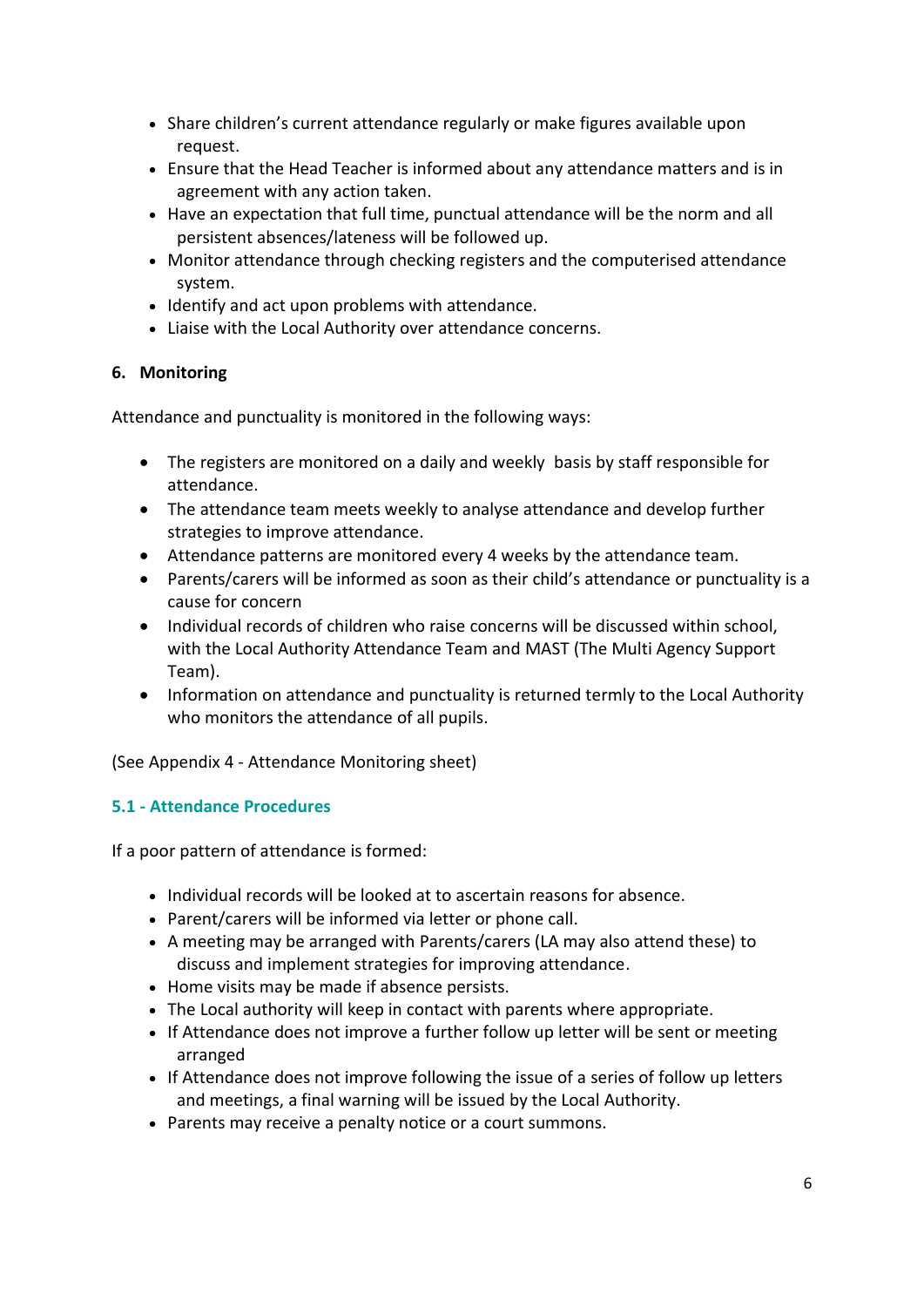- Share children's current attendance regularly or make figures available upon request.
- Ensure that the Head Teacher is informed about any attendance matters and is in agreement with any action taken.
- Have an expectation that full time, punctual attendance will be the norm and all persistent absences/lateness will be followed up.
- Monitor attendance through checking registers and the computerised attendance system.
- Identify and act upon problems with attendance.
- Liaise with the Local Authority over attendance concerns.

**6. Monitoring**

Attendance and punctuality is monitored in the following ways:

- The registers are monitored on a daily and weekly basis by staff responsible for attendance.
- The attendance team meets weekly to analyse attendance and develop further strategies to improve attendance.
- Attendance patterns are monitored every 4 weeks by the attendance team.
- Parents/carers will be informed as soon as their child's attendance or punctuality is a cause for concern
- Individual records of children who raise concerns will be discussed within school, with the Local Authority Attendance Team and MAST (The Multi Agency Support Team).
- Information on attendance and punctuality is returned termly to the Local Authority who monitors the attendance of all pupils.

(See Appendix 4 - Attendance Monitoring sheet)

**5.1 - Attendance Procedures**

If a poor pattern of attendance is formed:

- Individual records will be looked at to ascertain reasons for absence.
- Parent/carers will be informed via letter or phone call.
- A meeting may be arranged with Parents/carers (LA may also attend these) to discuss and implement strategies for improving attendance.
- Home visits may be made if absence persists.
- The Local authority will keep in contact with parents where appropriate.
- If Attendance does not improve a further follow up letter will be sent or meeting arranged
- If Attendance does not improve following the issue of a series of follow up letters and meetings, a final warning will be issued by the Local Authority.
- Parents may receive a penalty notice or a court summons.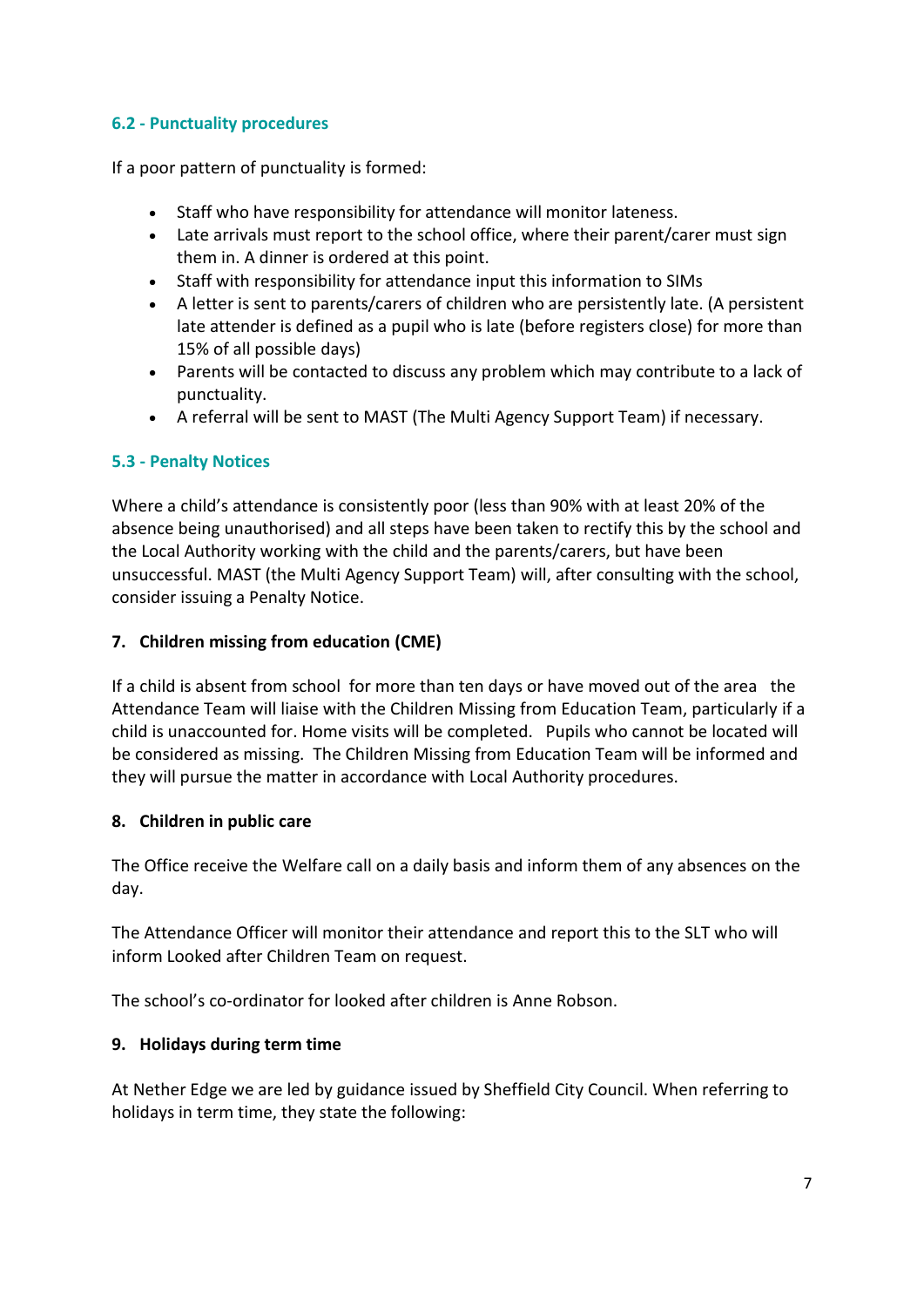### 6.2 - Punctuality procedures

If a poor pattern of punctuality is formed:

- Staff who have responsibility for attendance will monitor lateness.
- Late arrivals must report to the school office, where their parent/carer must sign them in. A dinner is ordered at this point.
- Staff with responsibility for attendance input this information to SIMs
- A letter is sent to parents/carers of children who are persistently late. (A persistent late attender is defined as a pupil who is late (before registers close) for more than 15% of all possible days)
- Parents will be contacted to discuss any problem which may contribute to a lack of punctuality.
- A referral will be sent to MAST (The Multi Agency Support Team) if necessary.

### 5.3 - Penalty Notices

Where a child's attendance is consistently poor (less than 90% with at least 20% of the absence being unauthorised) and all steps have been taken to rectify this by the school and the Local Authority working with the child and the parents/carers, but have been unsuccessful. MAST (the Multi Agency Support Team) will, after consulting with the school, consider issuing a Penalty Notice.

## 7. Children missing from education (CME)

If a child is absent from school for more than ten days or have moved out of the area the Attendance Team will liaise with the Children Missing from Education Team, particularly if a child is unaccounted for. Home visits will be completed. Pupils who cannot be located will be considered as missing. The Children Missing from Education Team will be informed and they will pursue the matter in accordance with Local Authority procedures.

## 8. Children in public care

The Office receive the Welfare call on a daily basis and inform them of any absences on the day.

The Attendance Officer will monitor their attendance and report this to the SLT who will inform Looked after Children Team on request.

The school's co-ordinator for looked after children is Anne Robson.

## 9. Holidays during term time

At Nether Edge we are led by guidance issued by Sheffield City Council. When referring to holidays in term time, they state the following: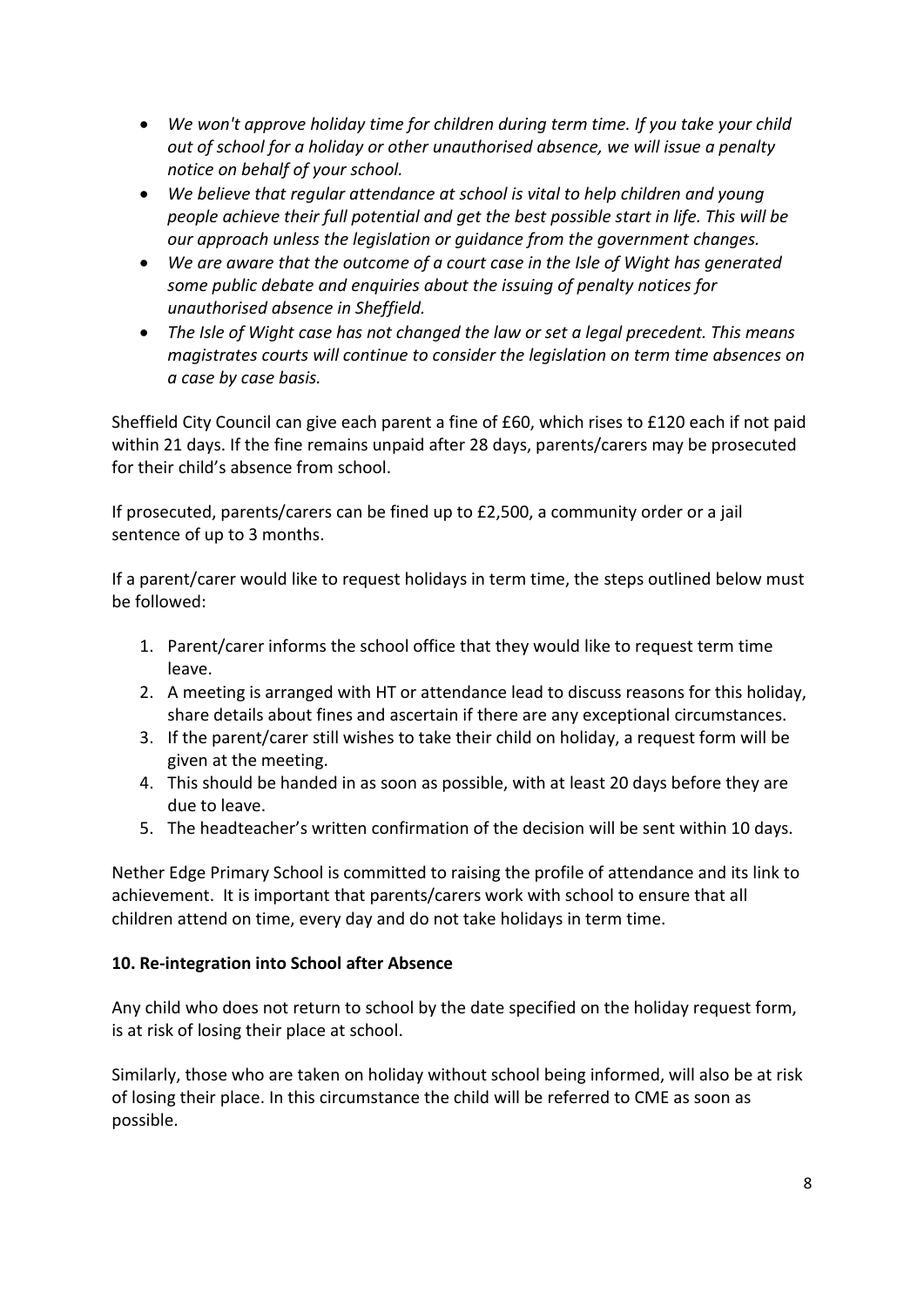- *We won't approve holiday time for children during term time. If you take your child out of school for a holiday or other unauthorised absence, we will issue a penalty notice on behalf of your school.*
- *We believe that regular attendance at school is vital to help children and young people achieve their full potential and get the best possible start in life. This will be our approach unless the legislation or guidance from the government changes.*
- *We are aware that the outcome of a court case in the Isle of Wight has generated some public debate and enquiries about the issuing of penalty notices for unauthorised absence in Sheffield.*
- *The Isle of Wight case has not changed the law or set a legal precedent. This means magistrates courts will continue to consider the legislation on term time absences on a case by case basis.*

Sheffield City Council can give each parent a fine of £60, which rises to £120 each if not paid within 21 days. If the fine remains unpaid after 28 days, parents/carers may be prosecuted for their child's absence from school.

If prosecuted, parents/carers can be fined up to £2,500, a community order or a jail sentence of up to 3 months.

If a parent/carer would like to request holidays in term time, the steps outlined below must be followed:

1. Parent/carer informs the school office that they would like to request term time leave.
2. A meeting is arranged with HT or attendance lead to discuss reasons for this holiday, share details about fines and ascertain if there are any exceptional circumstances.
3. If the parent/carer still wishes to take their child on holiday, a request form will be given at the meeting.
4. This should be handed in as soon as possible, with at least 20 days before they are due to leave.
5. The headteacher's written confirmation of the decision will be sent within 10 days.

Nether Edge Primary School is committed to raising the profile of attendance and its link to achievement. It is important that parents/carers work with school to ensure that all children attend on time, every day and do not take holidays in term time.

**10. Re-integration into School after Absence**

Any child who does not return to school by the date specified on the holiday request form, is at risk of losing their place at school.

Similarly, those who are taken on holiday without school being informed, will also be at risk of losing their place. In this circumstance the child will be referred to CME as soon as possible.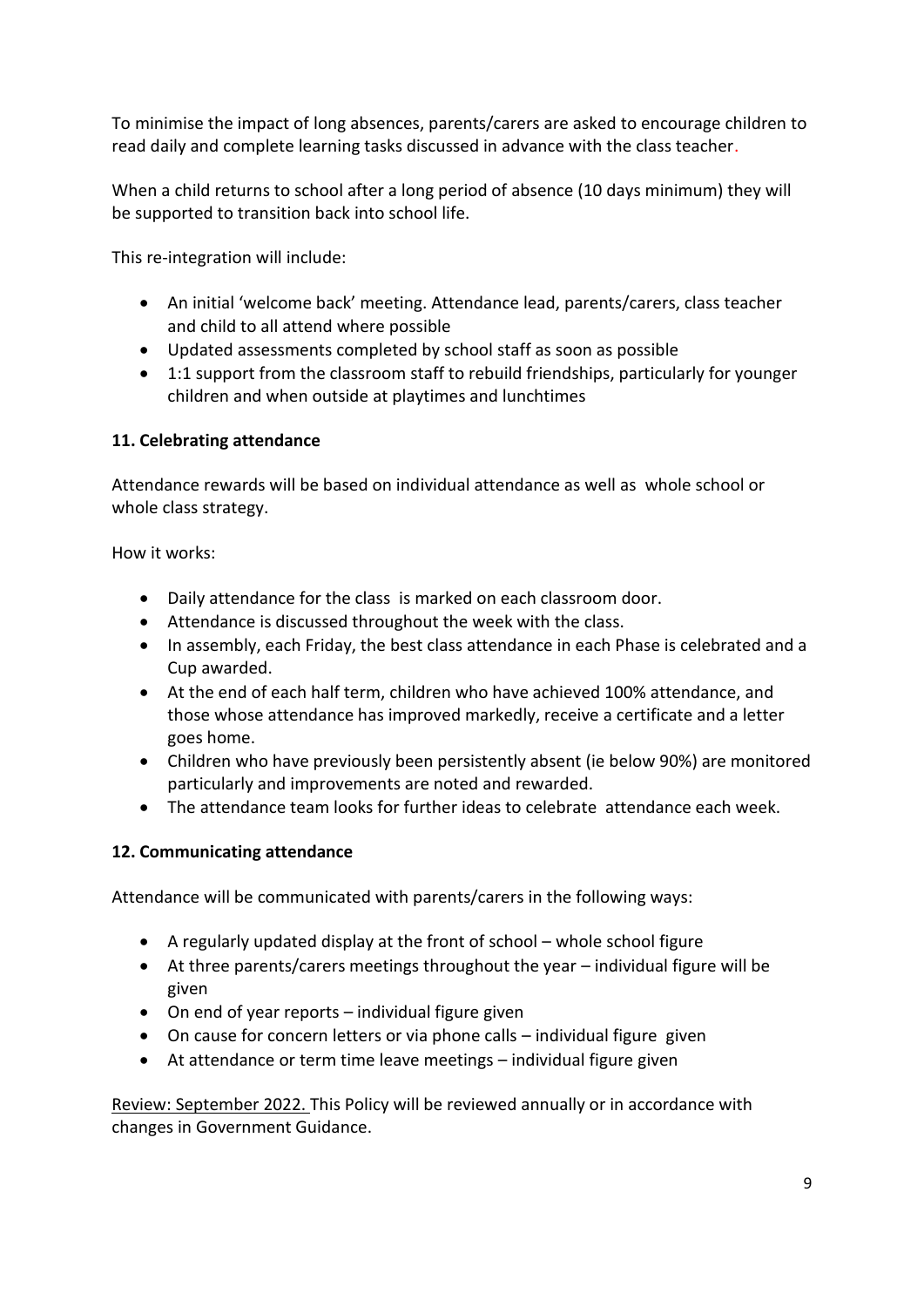To minimise the impact of long absences, parents/carers are asked to encourage children to read daily and complete learning tasks discussed in advance with the class teacher.

When a child returns to school after a long period of absence (10 days minimum) they will be supported to transition back into school life.

This re-integration will include:

- An initial 'welcome back' meeting. Attendance lead, parents/carers, class teacher and child to all attend where possible
- Updated assessments completed by school staff as soon as possible
- 1:1 support from the classroom staff to rebuild friendships, particularly for younger children and when outside at playtimes and lunchtimes

## 11. Celebrating attendance

Attendance rewards will be based on individual attendance as well as whole school or whole class strategy.

How it works:

- Daily attendance for the class is marked on each classroom door.
- Attendance is discussed throughout the week with the class.
- In assembly, each Friday, the best class attendance in each Phase is celebrated and a Cup awarded.
- At the end of each half term, children who have achieved 100% attendance, and those whose attendance has improved markedly, receive a certificate and a letter goes home.
- Children who have previously been persistently absent (ie below 90%) are monitored particularly and improvements are noted and rewarded.
- The attendance team looks for further ideas to celebrate attendance each week.

## 12. Communicating attendance

Attendance will be communicated with parents/carers in the following ways:

- A regularly updated display at the front of school – whole school figure
- At three parents/carers meetings throughout the year – individual figure will be given
- On end of year reports – individual figure given
- On cause for concern letters or via phone calls – individual figure given
- At attendance or term time leave meetings – individual figure given

Review: September 2022. This Policy will be reviewed annually or in accordance with changes in Government Guidance.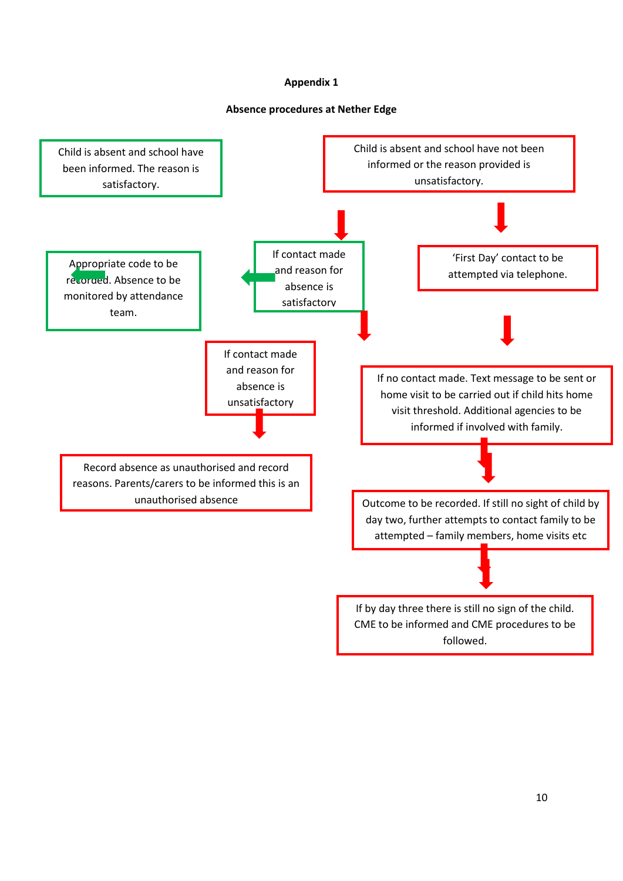**Appendix 1**

**Absence procedures at Nether Edge**

Child is absent and school have been informed. The reason is satisfactory.

Appropriate code to be recorded. Absence to be monitored by attendance team.

Child is absent and school have not been informed or the reason provided is unsatisfactory.

If contact made and reason for absence is satisfactory

'First Day' contact to be attempted via telephone.

If contact made and reason for absence is unsatisfactory

Record absence as unauthorised and record reasons. Parents/carers to be informed this is an unauthorised absence

If no contact made. Text message to be sent or home visit to be carried out if child hits home visit threshold. Additional agencies to be informed if involved with family.

Outcome to be recorded. If still no sight of child by day two, further attempts to contact family to be attempted – family members, home visits etc

If by day three there is still no sign of the child. CME to be informed and CME procedures to be followed.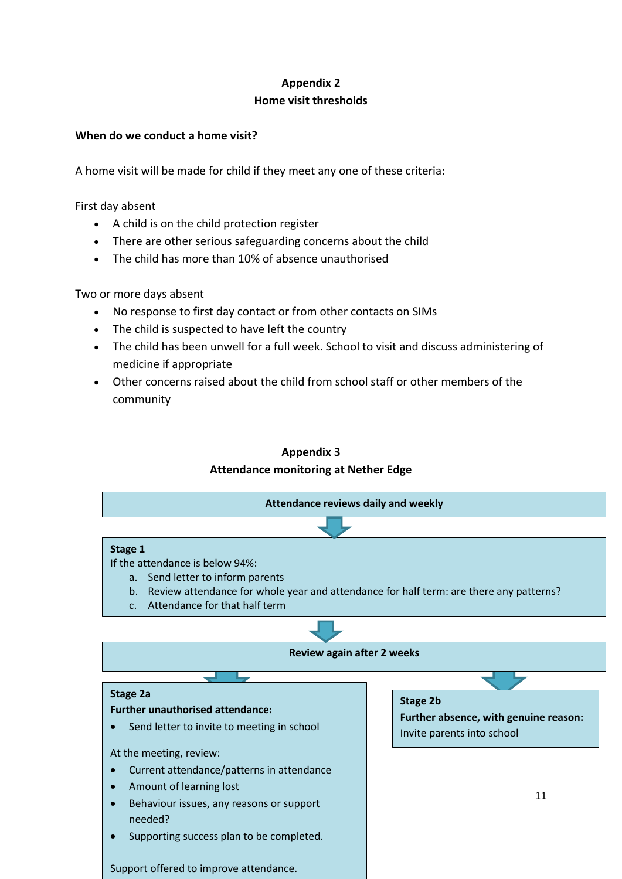## Appendix 2
## Home visit thresholds

**When do we conduct a home visit?**

A home visit will be made for child if they meet any one of these criteria:

First day absent

- A child is on the child protection register
- There are other serious safeguarding concerns about the child
- The child has more than 10% of absence unauthorised

Two or more days absent

- No response to first day contact or from other contacts on SIMs
- The child is suspected to have left the country
- The child has been unwell for a full week. School to visit and discuss administering of medicine if appropriate
- Other concerns raised about the child from school staff or other members of the community

## Appendix 3
## Attendance monitoring at Nether Edge

**Attendance reviews daily and weekly**

**Stage 1**

If the attendance is below 94%:

a. Send letter to inform parents
b. Review attendance for whole year and attendance for half term: are there any patterns?
c. Attendance for that half term

**Review again after 2 weeks**

**Stage 2a**

**Further unauthorised attendance:**

- Send letter to invite to meeting in school

At the meeting, review:

- Current attendance/patterns in attendance
- Amount of learning lost
- Behaviour issues, any reasons or support needed?
- Supporting success plan to be completed.

Support offered to improve attendance.

**Stage 2b**

**Further absence, with genuine reason:**

Invite parents into school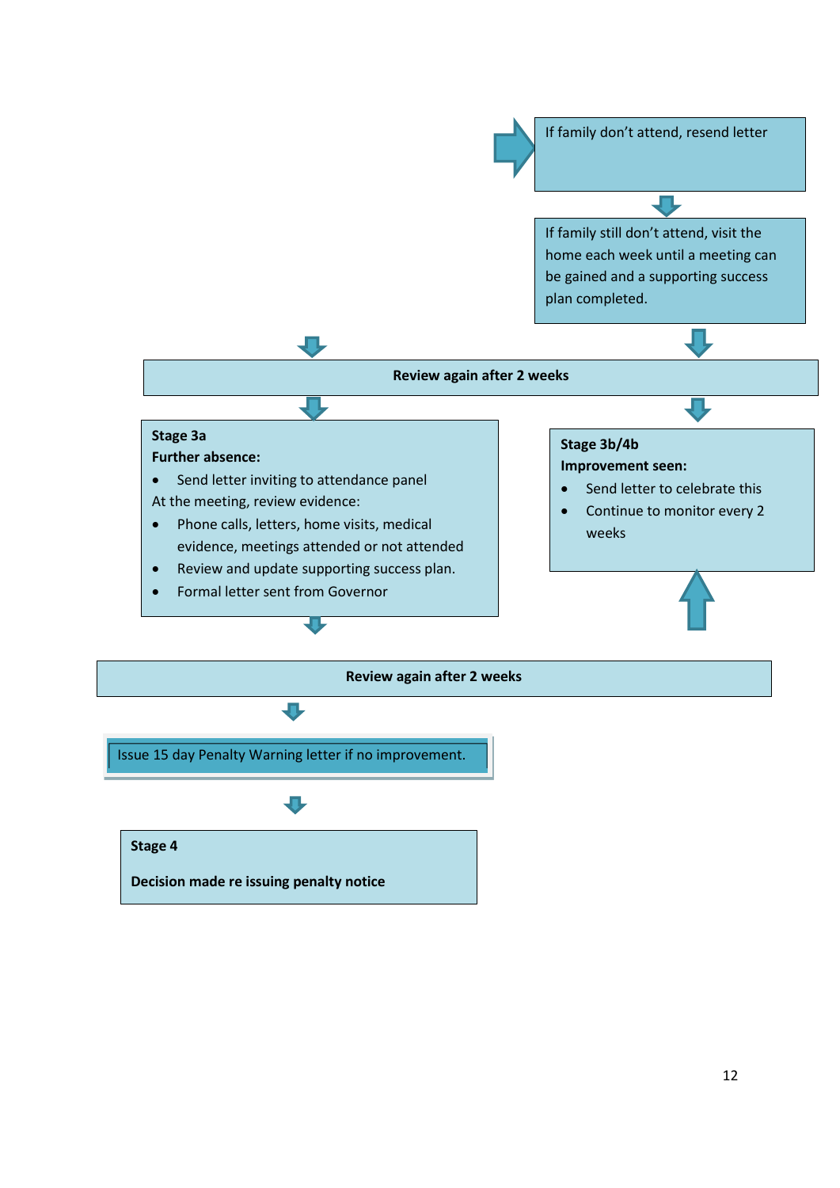If family don't attend, resend letter

If family still don't attend, visit the home each week until a meeting can be gained and a supporting success plan completed.

**Review again after 2 weeks**

**Stage 3a**
**Further absence:**

- Send letter inviting to attendance panel

At the meeting, review evidence:

- Phone calls, letters, home visits, medical evidence, meetings attended or not attended
- Review and update supporting success plan.
- Formal letter sent from Governor

**Stage 3b/4b**
**Improvement seen:**

- Send letter to celebrate this
- Continue to monitor every 2 weeks

**Review again after 2 weeks**

Issue 15 day Penalty Warning letter if no improvement.

**Stage 4**

**Decision made re issuing penalty notice**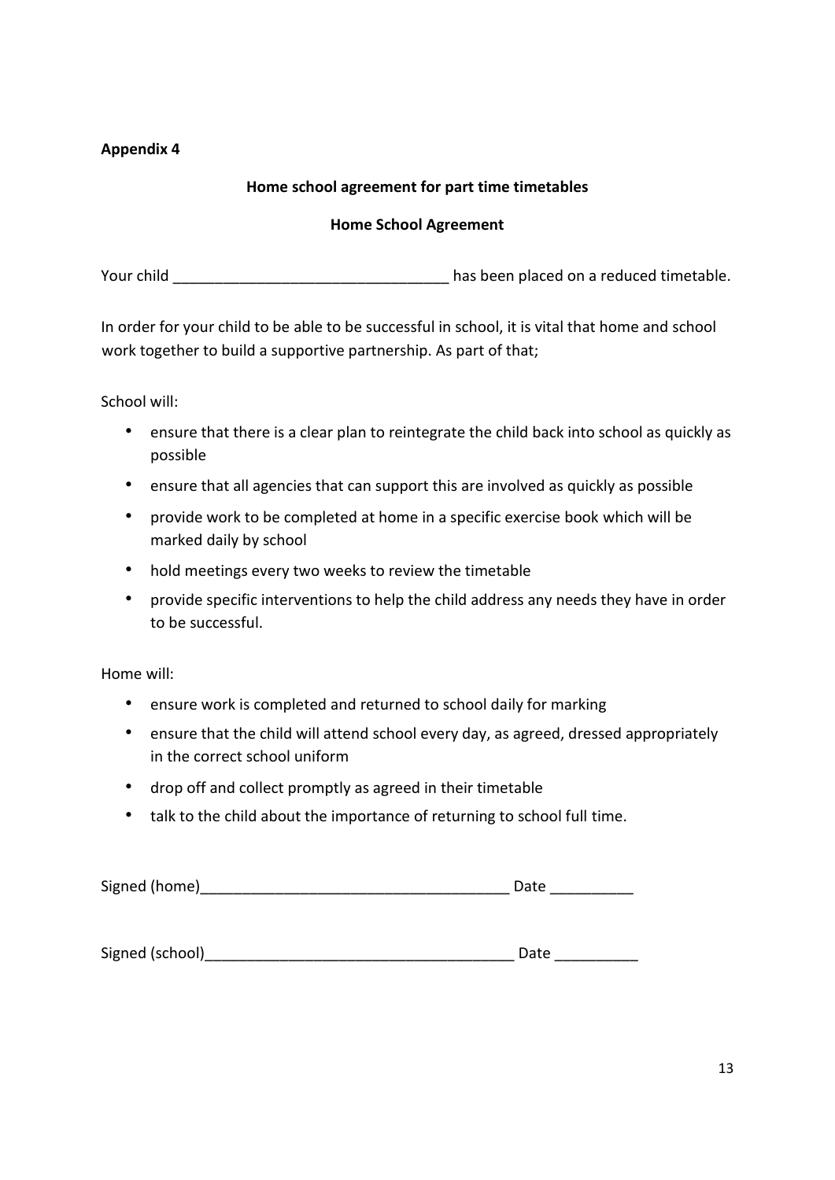**Appendix 4**

## Home school agreement for part time timetables

### Home School Agreement

Your child _________________________________ has been placed on a reduced timetable.

In order for your child to be able to be successful in school, it is vital that home and school work together to build a supportive partnership. As part of that;

School will:

- ensure that there is a clear plan to reintegrate the child back into school as quickly as possible
- ensure that all agencies that can support this are involved as quickly as possible
- provide work to be completed at home in a specific exercise book which will be marked daily by school
- hold meetings every two weeks to review the timetable
- provide specific interventions to help the child address any needs they have in order to be successful.

Home will:

- ensure work is completed and returned to school daily for marking
- ensure that the child will attend school every day, as agreed, dressed appropriately in the correct school uniform
- drop off and collect promptly as agreed in their timetable
- talk to the child about the importance of returning to school full time.

Signed (home)_____________________________________ Date __________

Signed (school)_____________________________________ Date __________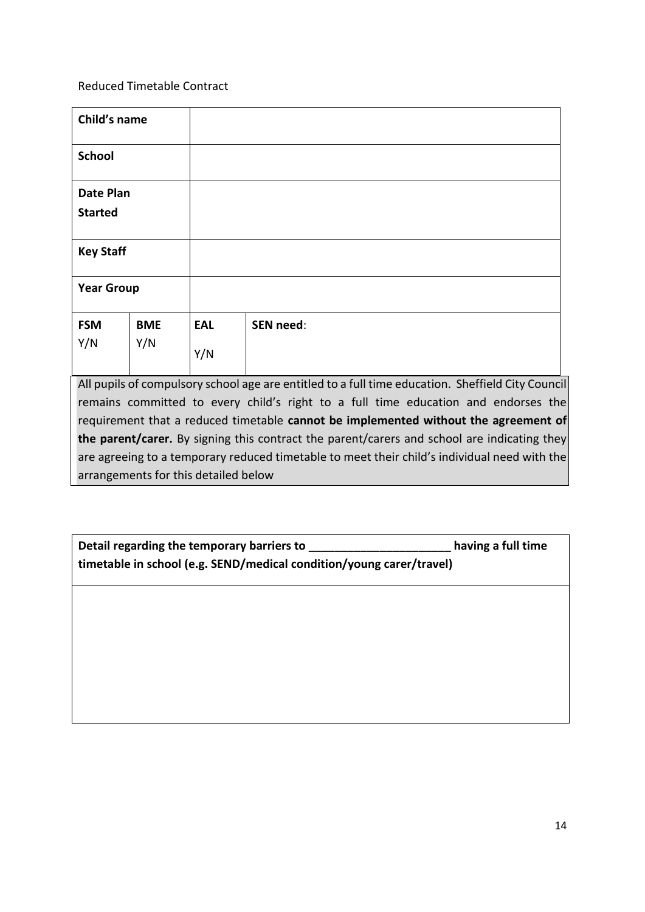Reduced Timetable Contract

| **Child's name** | | | |
|---|---|---|---|
| **School** | | | |
| **Date Plan Started** | | | |
| **Key Staff** | | | |
| **Year Group** | | | |
| **FSM** Y/N | **BME** Y/N | **EAL** Y/N | **SEN need**: |

All pupils of compulsory school age are entitled to a full time education. Sheffield City Council remains committed to every child's right to a full time education and endorses the requirement that a reduced timetable **cannot be implemented without the agreement of the parent/carer.** By signing this contract the parent/carers and school are indicating they are agreeing to a temporary reduced timetable to meet their child's individual need with the arrangements for this detailed below

| **Detail regarding the temporary barriers to ______________________ having a full time timetable in school (e.g. SEND/medical condition/young carer/travel)** |
|---|
| |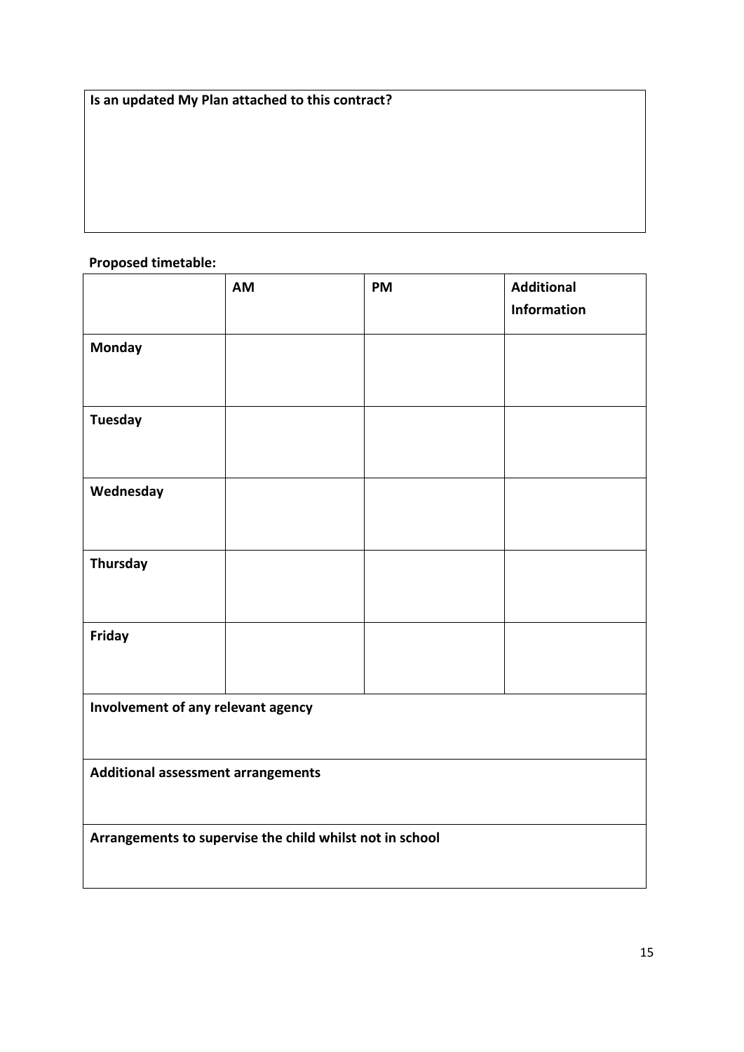| **Is an updated My Plan attached to this contract?** |
| --- |
| |

**Proposed timetable:**

| | **AM** | **PM** | **Additional Information** |
| --- | --- | --- | --- |
| **Monday** | | | |
| **Tuesday** | | | |
| **Wednesday** | | | |
| **Thursday** | | | |
| **Friday** | | | |
| **Involvement of any relevant agency** | | | |
| **Additional assessment arrangements** | | | |
| **Arrangements to supervise the child whilst not in school** | | | |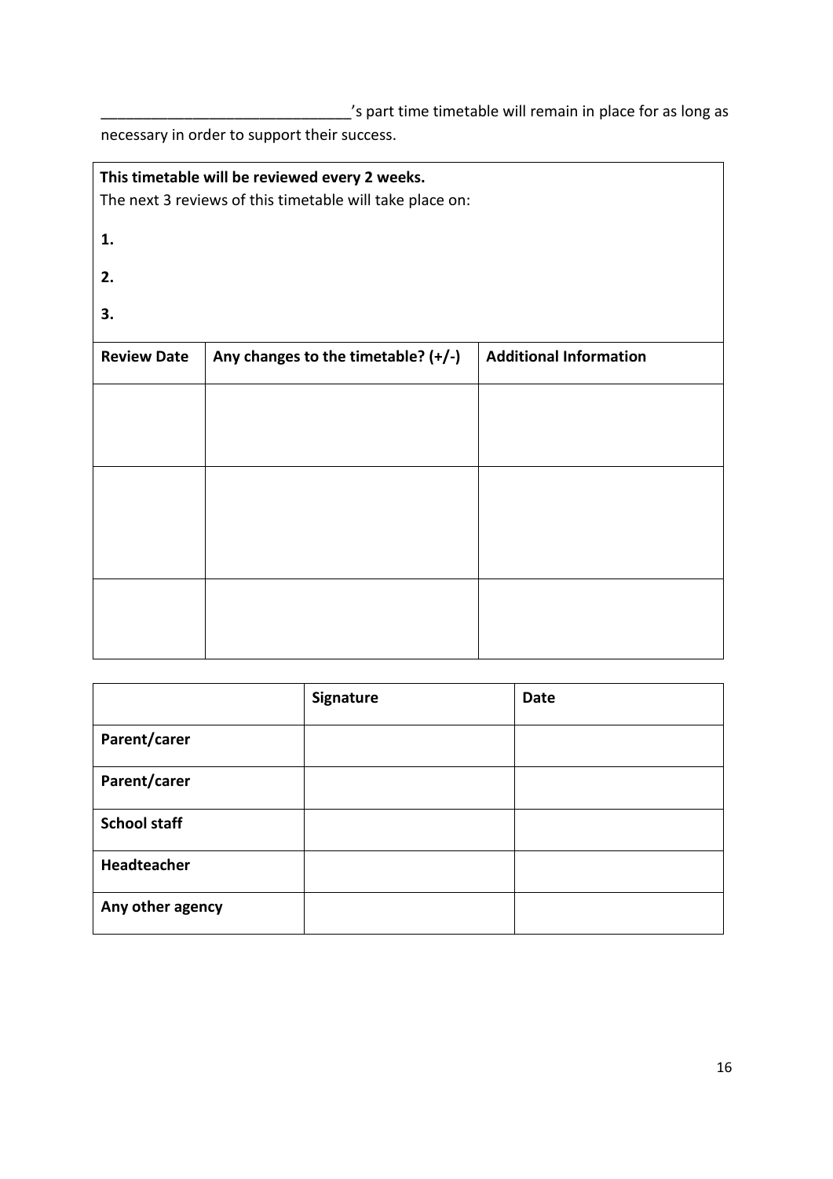______________________________'s part time timetable will remain in place for as long as necessary in order to support their success.

**This timetable will be reviewed every 2 weeks.**
The next 3 reviews of this timetable will take place on:

**1.**

**2.**

**3.**

| **Review Date** | **Any changes to the timetable? (+/-)** | **Additional Information** |
|---|---|---|
| | | |
| | | |
| | | |

| | **Signature** | **Date** |
|---|---|---|
| **Parent/carer** | | |
| **Parent/carer** | | |
| **School staff** | | |
| **Headteacher** | | |
| **Any other agency** | | |